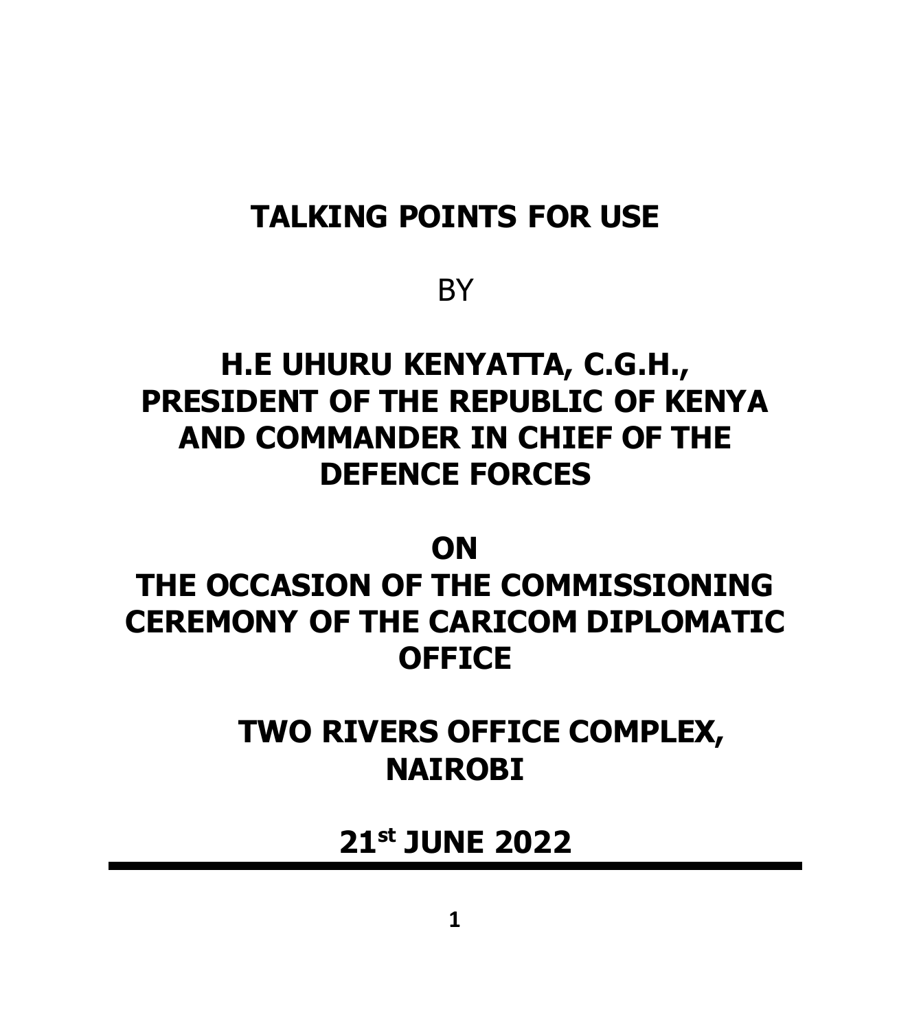# TALKING POINTS FOR USE

BY

# H.E UHURU KENYATTA, C.G.H., PRESIDENT OF THE REPUBLIC OF KENYA AND COMMANDER IN CHIEF OF THE DEFENCE FORCES

ON

# THE OCCASION OF THE COMMISSIONING CEREMONY OF THE CARICOM DIPLOMATIC OFFICE

## TWO RIVERS OFFICE COMPLEX, NAIROBI

## 21st JUNE 2022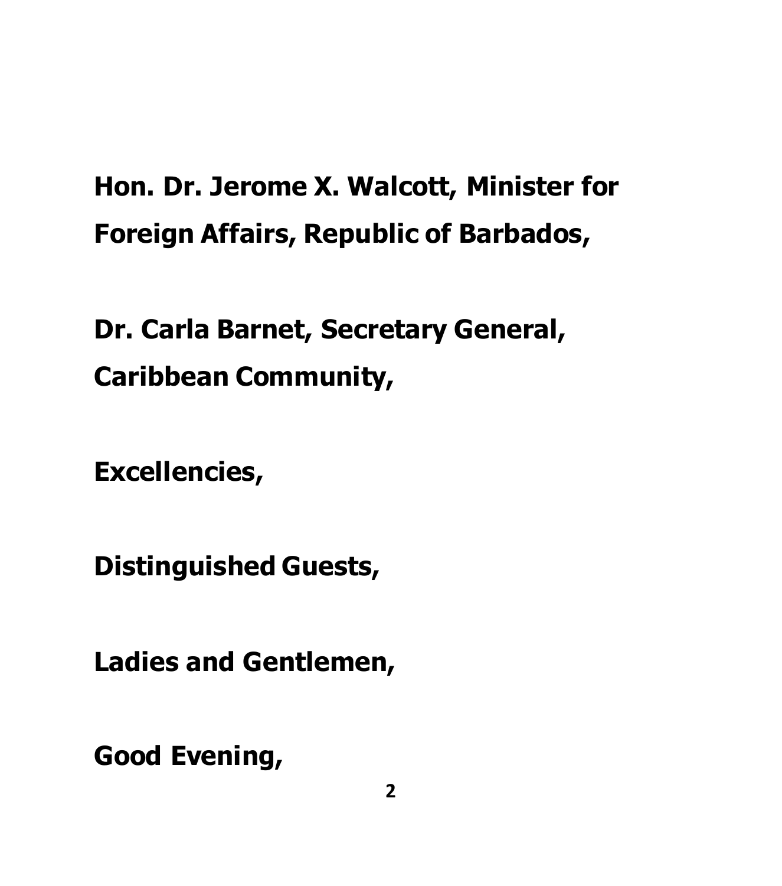**Hon. Dr. Jerome X. Walcott, Minister for Foreign Affairs, Republic of Barbados,**

**Dr. Carla Barnet, Secretary General, Caribbean Community,**

**Excellencies,**

**Distinguished Guests,**

**Ladies and Gentlemen,**

**Good Evening,**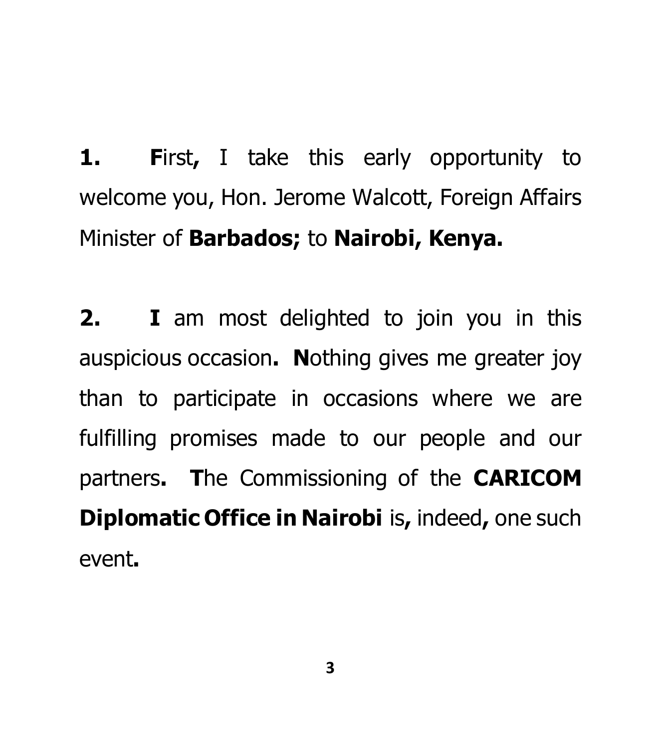**1.** **F**irst**,** I take this early opportunity to welcome you, Hon. Jerome Walcott, Foreign Affairs Minister of **Barbados;** to **Nairobi, Kenya.**

**2.** **I** am most delighted to join you in this auspicious occasion**.** **N**othing gives me greater joy than to participate in occasions where we are fulfilling promises made to our people and our partners**.** **T**he Commissioning of the **CARICOM Diplomatic Office in Nairobi** is**,** indeed**,** one such event**.**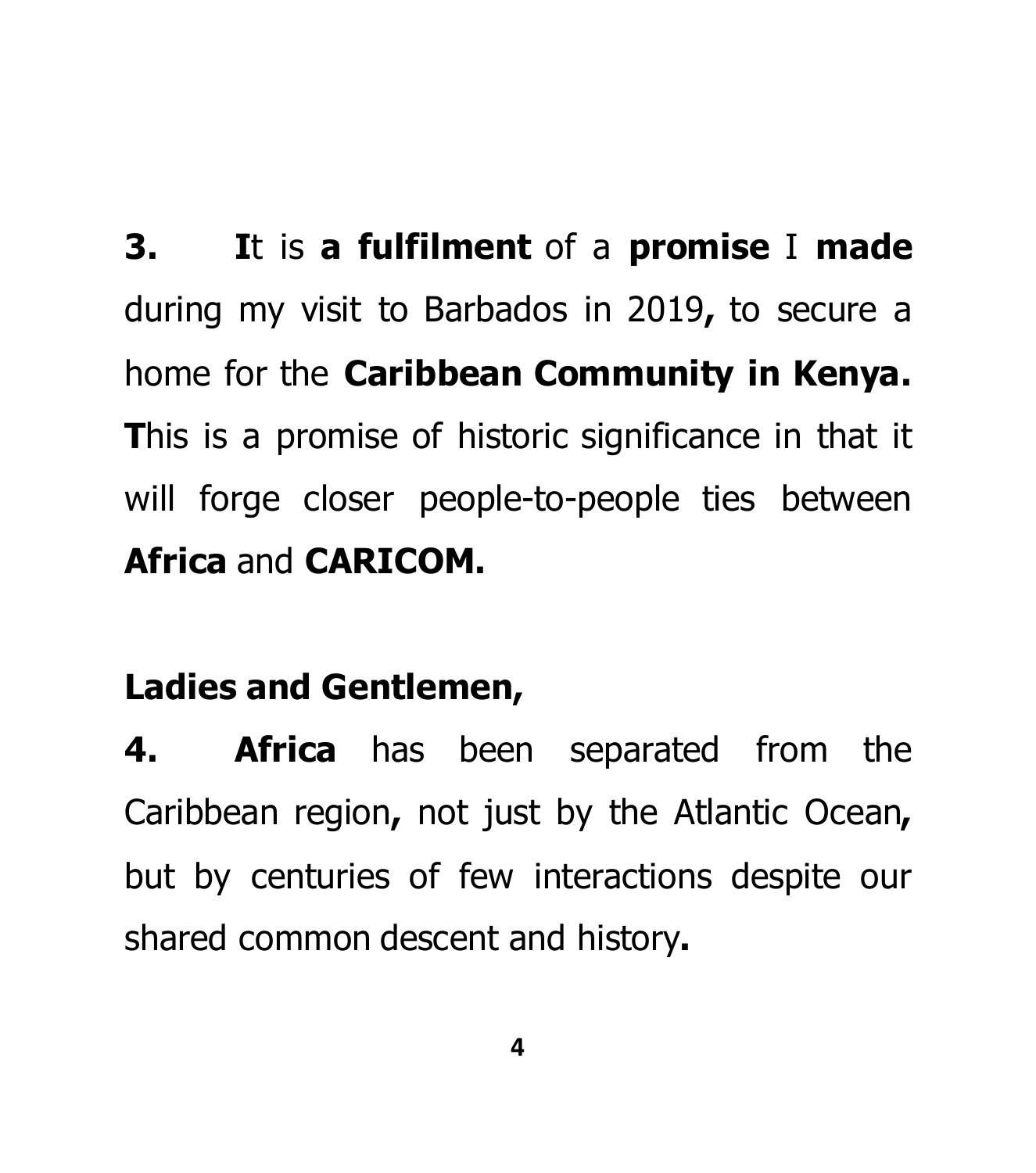**3.** **I**t is **a fulfilment** of a **promise** I **made** during my visit to Barbados in 2019**,** to secure a home for the **Caribbean Community in Kenya.** **T**his is a promise of historic significance in that it will forge closer people-to-people ties between **Africa** and **CARICOM.**

**Ladies and Gentlemen,**

**4.** **Africa** has been separated from the Caribbean region**,** not just by the Atlantic Ocean**,** but by centuries of few interactions despite our shared common descent and history**.**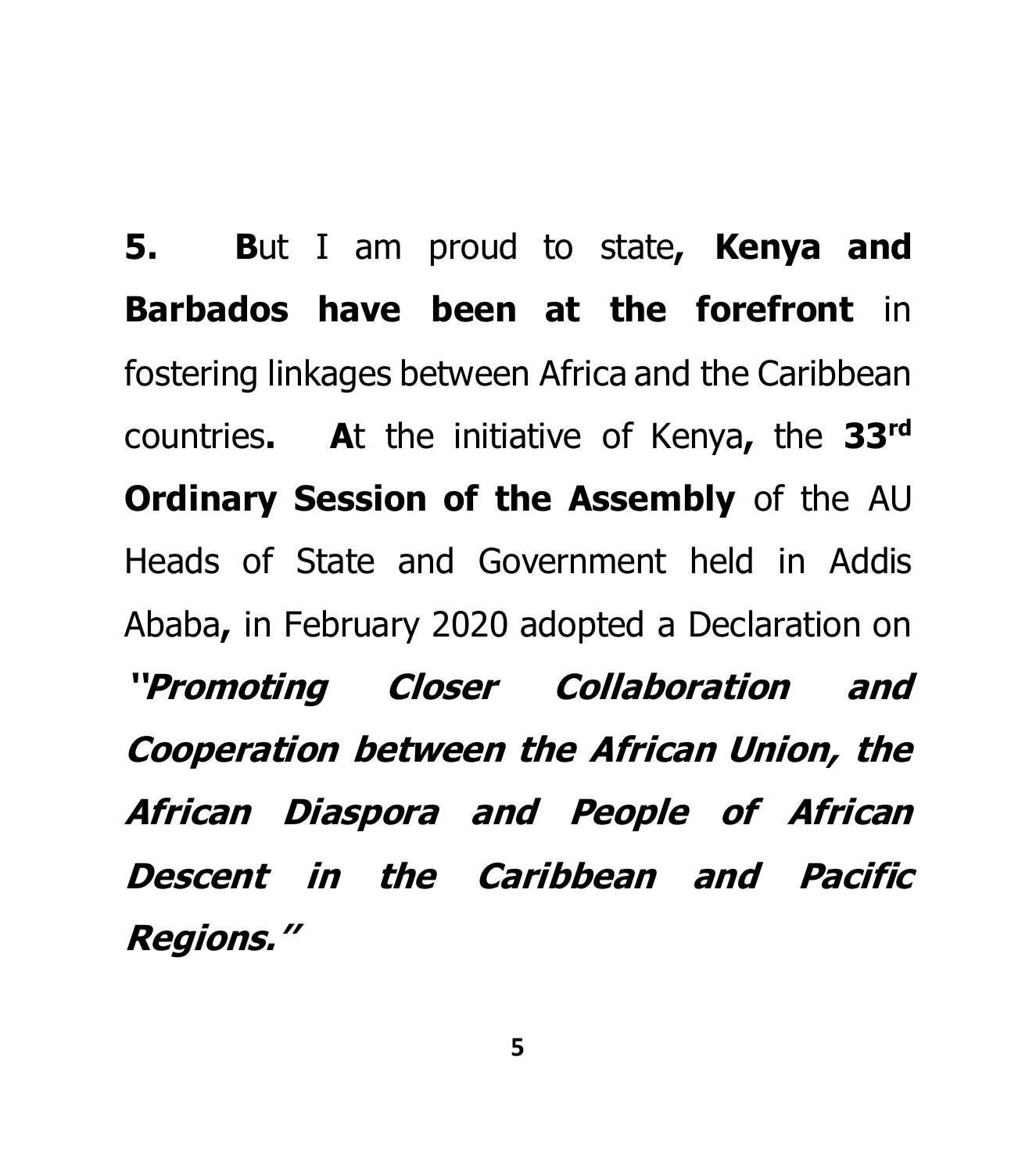**5.** **B**ut I am proud to state**, Kenya and Barbados have been at the forefront** in fostering linkages between Africa and the Caribbean countries**.** **A**t the initiative of Kenya**,** the **33rd Ordinary Session of the Assembly** of the AU Heads of State and Government held in Addis Ababa**,** in February 2020 adopted a Declaration on ***''Promoting Closer Collaboration and Cooperation between the African Union, the African Diaspora and People of African Descent in the Caribbean and Pacific Regions.''***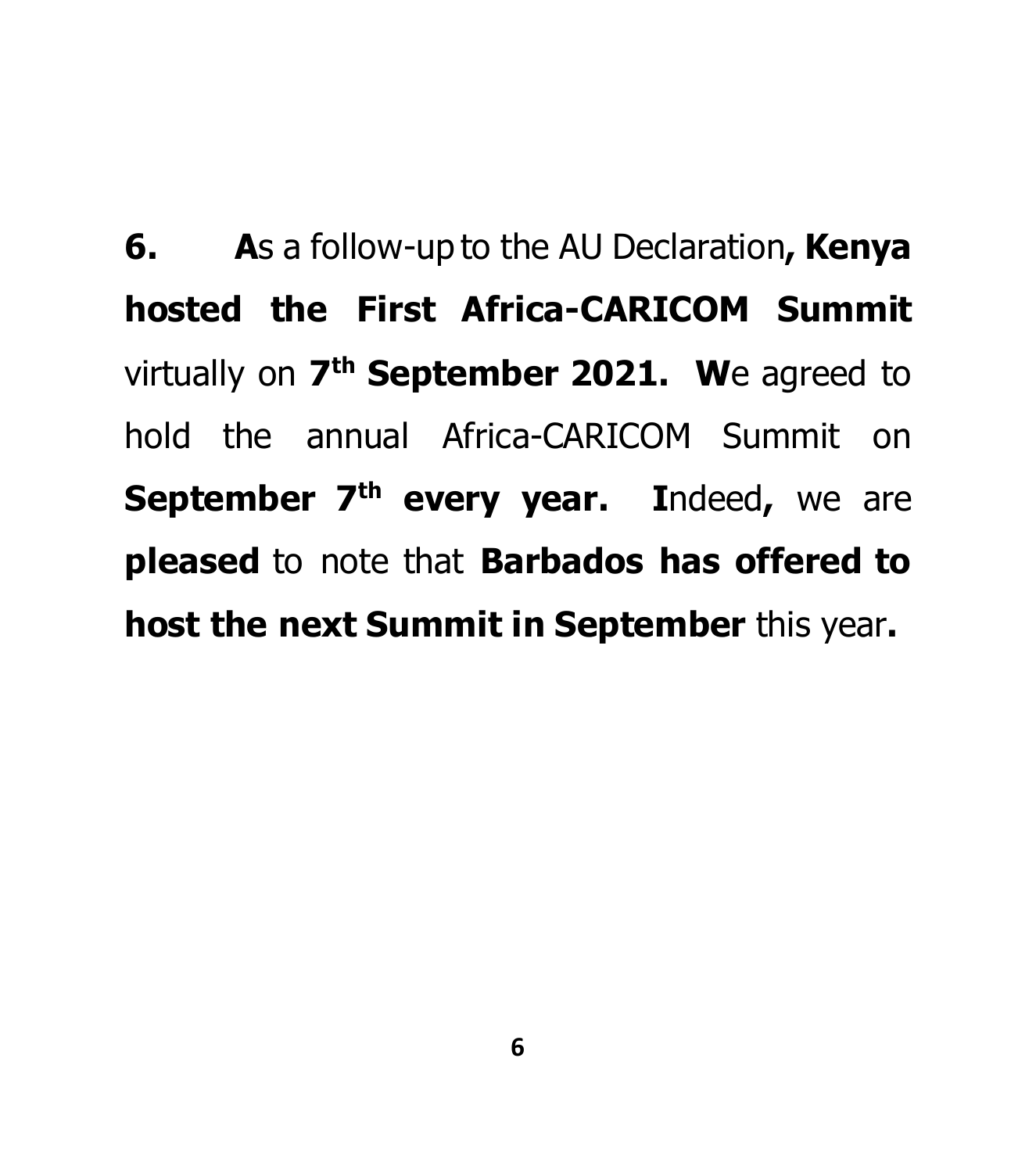**6.** **A**s a follow-up to the AU Declaration**, Kenya hosted the First Africa-CARICOM Summit** virtually on **7th September 2021.** **W**e agreed to hold the annual Africa-CARICOM Summit on **September 7th every year.** **I**ndeed**,** we are **pleased** to note that **Barbados has offered to host the next Summit in September** this year**.**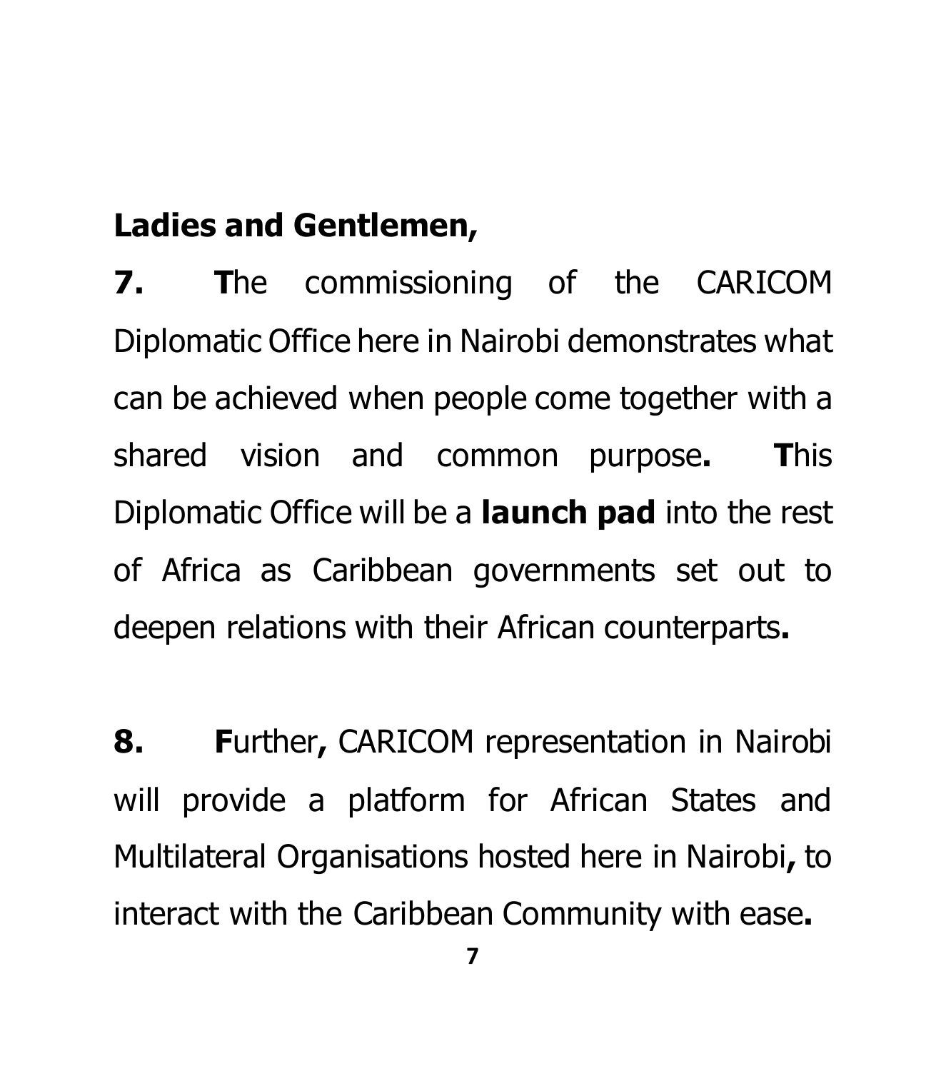**Ladies and Gentlemen,**

**7.** **T**he commissioning of the CARICOM Diplomatic Office here in Nairobi demonstrates what can be achieved when people come together with a shared vision and common purpose**.** **T**his Diplomatic Office will be a **launch pad** into the rest of Africa as Caribbean governments set out to deepen relations with their African counterparts**.**

**8.** **F**urther**,** CARICOM representation in Nairobi will provide a platform for African States and Multilateral Organisations hosted here in Nairobi**,** to interact with the Caribbean Community with ease**.**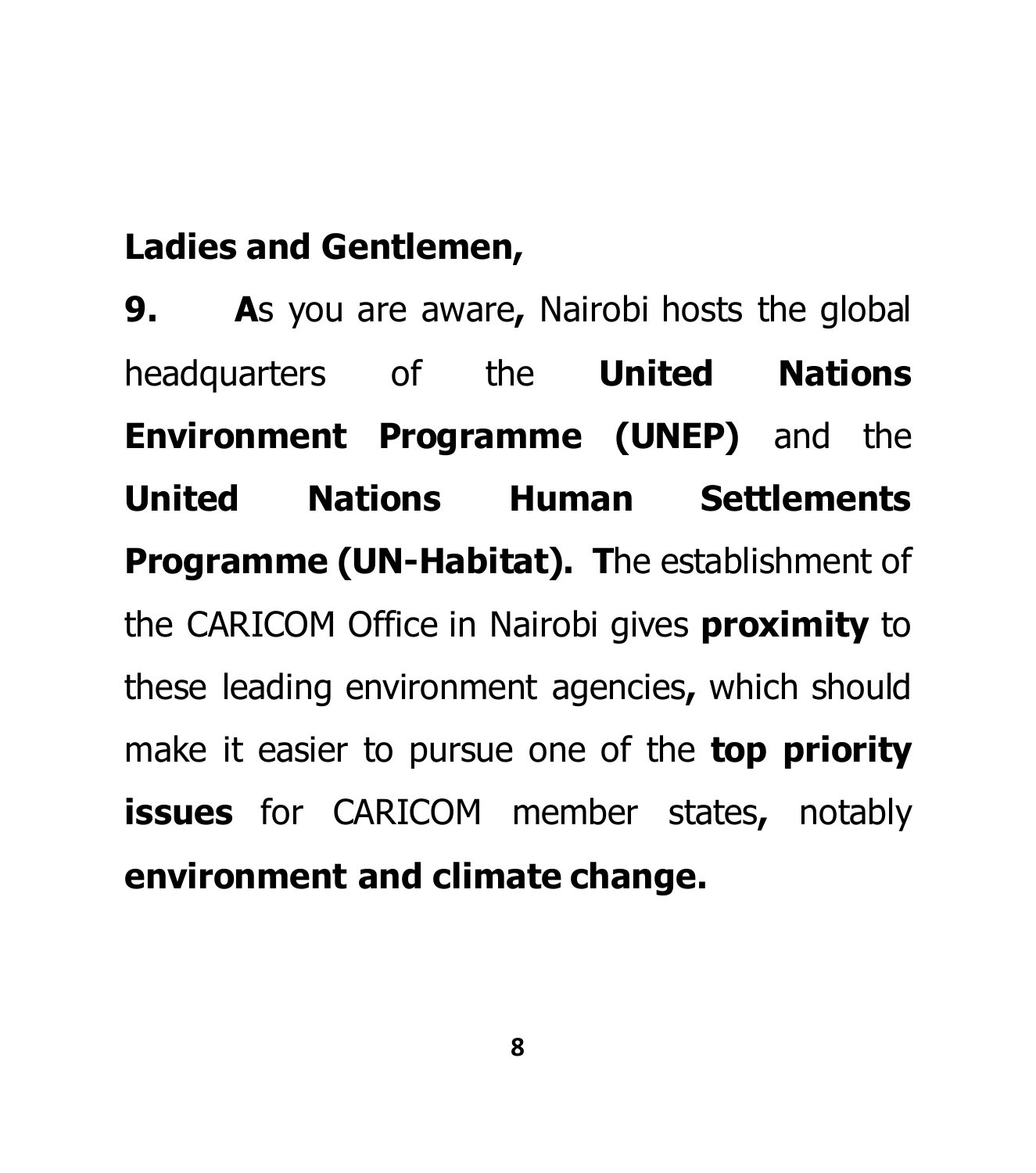**Ladies and Gentlemen,**

**9.** **A**s you are aware**,** Nairobi hosts the global headquarters of the **United Nations Environment Programme (UNEP)** and the **United Nations Human Settlements Programme (UN-Habitat). T**he establishment of the CARICOM Office in Nairobi gives **proximity** to these leading environment agencies**,** which should make it easier to pursue one of the **top priority issues** for CARICOM member states**,** notably **environment and climate change.**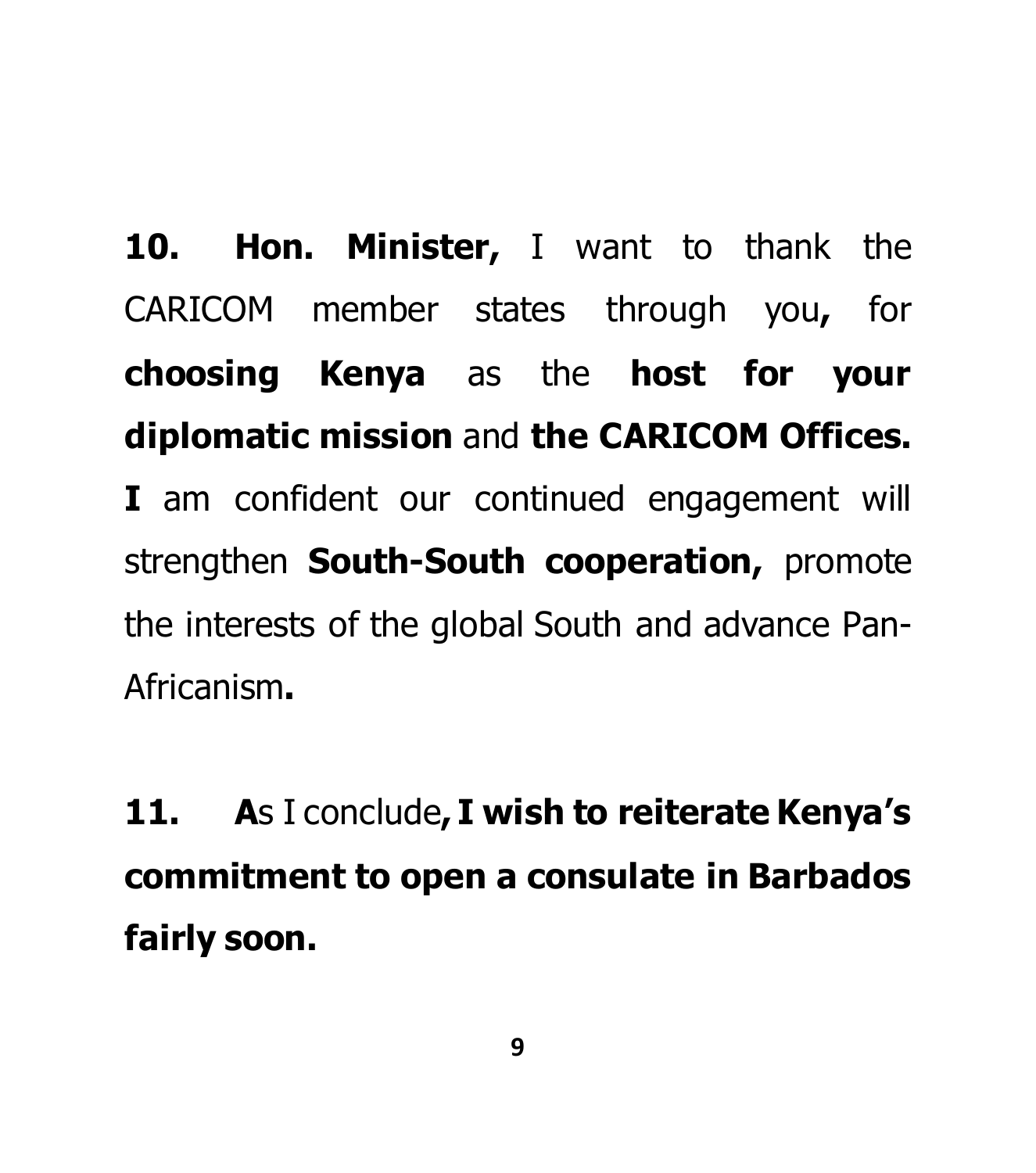**10. Hon. Minister,** I want to thank the CARICOM member states through you**,** for **choosing Kenya** as the **host for your diplomatic mission** and **the CARICOM Offices. I** am confident our continued engagement will strengthen **South-South cooperation,** promote the interests of the global South and advance Pan-Africanism**.**

**11. A**s I conclude**, I wish to reiterate Kenya's commitment to open a consulate in Barbados fairly soon.**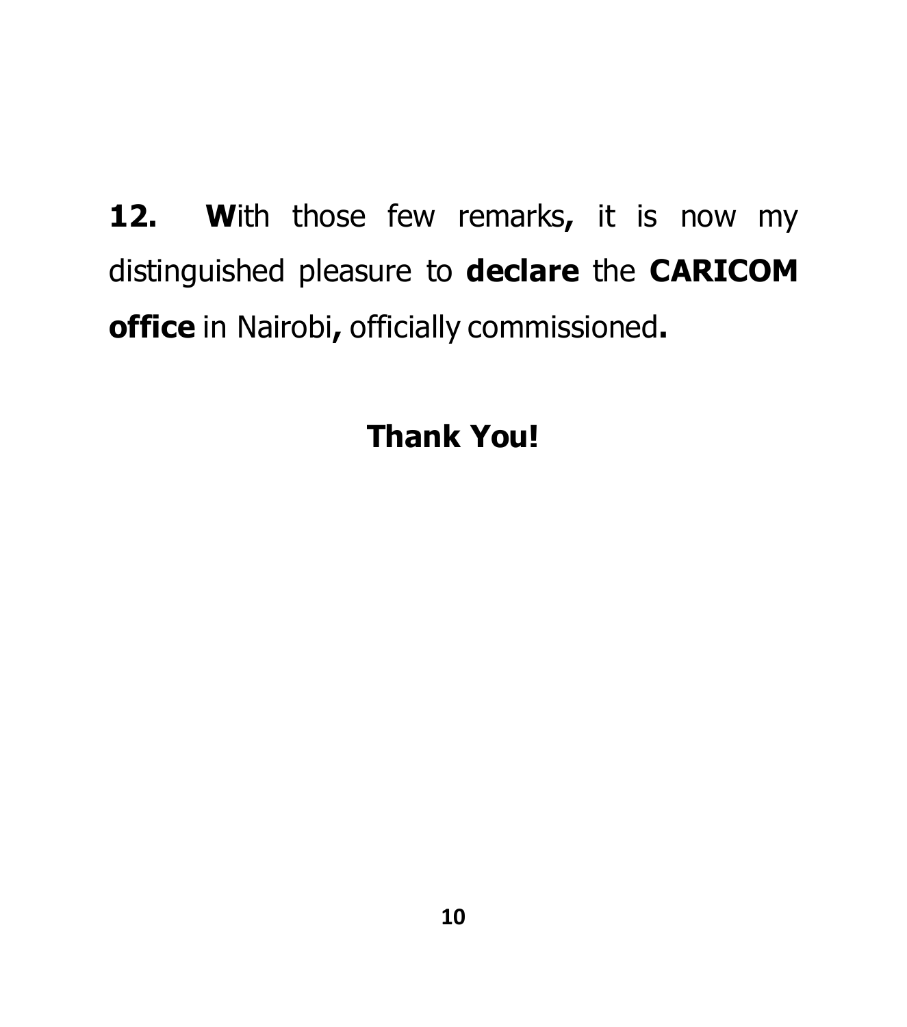**12.** **W**ith those few remarks**,** it is now my distinguished pleasure to **declare** the **CARICOM office** in Nairobi**,** officially commissioned**.**

**Thank You!**